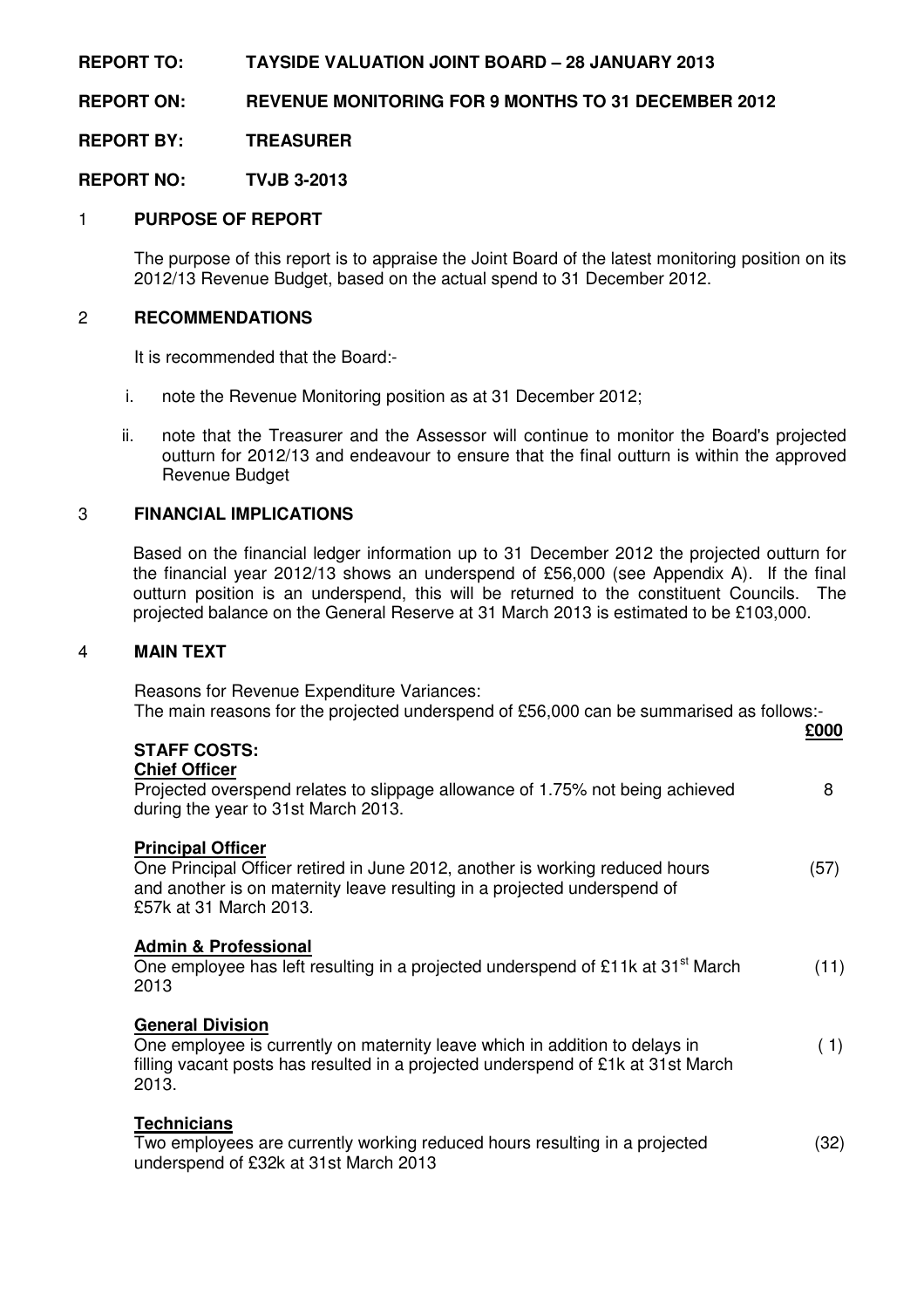**REPORT TO: TAYSIDE VALUATION JOINT BOARD – 28 JANUARY 2013**

**REPORT ON: REVENUE MONITORING FOR 9 MONTHS TO 31 DECEMBER 2012**

**REPORT BY: TREASURER**

**REPORT NO: TVJB 3-2013**

## 1 PURPOSE OF REPORT

The purpose of this report is to appraise the Joint Board of the latest monitoring position on its 2012/13 Revenue Budget, based on the actual spend to 31 December 2012.

## 2 RECOMMENDATIONS

It is recommended that the Board:-

i. note the Revenue Monitoring position as at 31 December 2012;

ii. note that the Treasurer and the Assessor will continue to monitor the Board's projected outturn for 2012/13 and endeavour to ensure that the final outturn is within the approved Revenue Budget

## 3 FINANCIAL IMPLICATIONS

Based on the financial ledger information up to 31 December 2012 the projected outturn for the financial year 2012/13 shows an underspend of £56,000 (see Appendix A). If the final outturn position is an underspend, this will be returned to the constituent Councils. The projected balance on the General Reserve at 31 March 2013 is estimated to be £103,000.

## 4 MAIN TEXT

Reasons for Revenue Expenditure Variances:
The main reasons for the projected underspend of £56,000 can be summarised as follows:-

| | **£000** |
|---|---|
| **STAFF COSTS:** | |
| **Chief Officer** | |
| Projected overspend relates to slippage allowance of 1.75% not being achieved during the year to 31st March 2013. | 8 |
| **Principal Officer** | |
| One Principal Officer retired in June 2012, another is working reduced hours and another is on maternity leave resulting in a projected underspend of £57k at 31 March 2013. | (57) |
| **Admin & Professional** | |
| One employee has left resulting in a projected underspend of £11k at 31st March 2013 | (11) |
| **General Division** | |
| One employee is currently on maternity leave which in addition to delays in filling vacant posts has resulted in a projected underspend of £1k at 31st March 2013. | ( 1) |
| **Technicians** | |
| Two employees are currently working reduced hours resulting in a projected underspend of £32k at 31st March 2013 | (32) |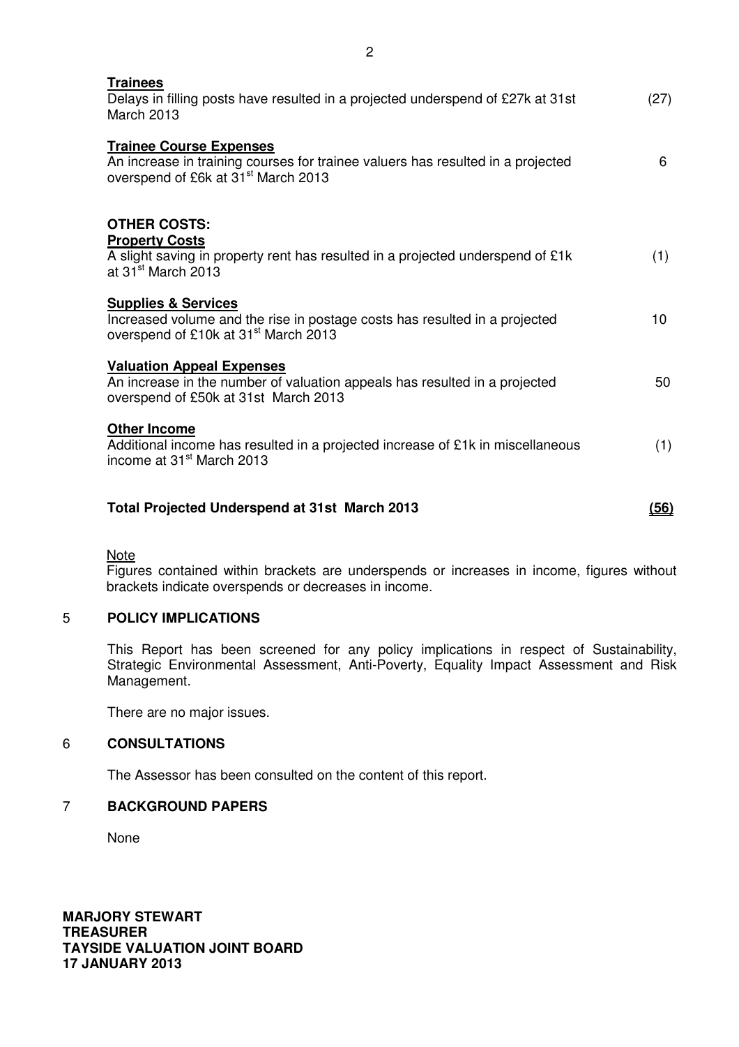**Trainees**
Delays in filling posts have resulted in a projected underspend of £27k at 31st March 2013 (27)

**Trainee Course Expenses**
An increase in training courses for trainee valuers has resulted in a projected overspend of £6k at 31st March 2013 6

**OTHER COSTS:**

**Property Costs**
A slight saving in property rent has resulted in a projected underspend of £1k at 31st March 2013 (1)

**Supplies & Services**
Increased volume and the rise in postage costs has resulted in a projected overspend of £10k at 31st March 2013 10

**Valuation Appeal Expenses**
An increase in the number of valuation appeals has resulted in a projected overspend of £50k at 31st March 2013 50

**Other Income**
Additional income has resulted in a projected increase of £1k in miscellaneous income at 31st March 2013 (1)

**Total Projected Underspend at 31st March 2013** **(56)**

Note
Figures contained within brackets are underspends or increases in income, figures without brackets indicate overspends or decreases in income.

## 5 POLICY IMPLICATIONS

This Report has been screened for any policy implications in respect of Sustainability, Strategic Environmental Assessment, Anti-Poverty, Equality Impact Assessment and Risk Management.

There are no major issues.

## 6 CONSULTATIONS

The Assessor has been consulted on the content of this report.

## 7 BACKGROUND PAPERS

None

**MARJORY STEWART**
**TREASURER**
**TAYSIDE VALUATION JOINT BOARD**
**17 JANUARY 2013**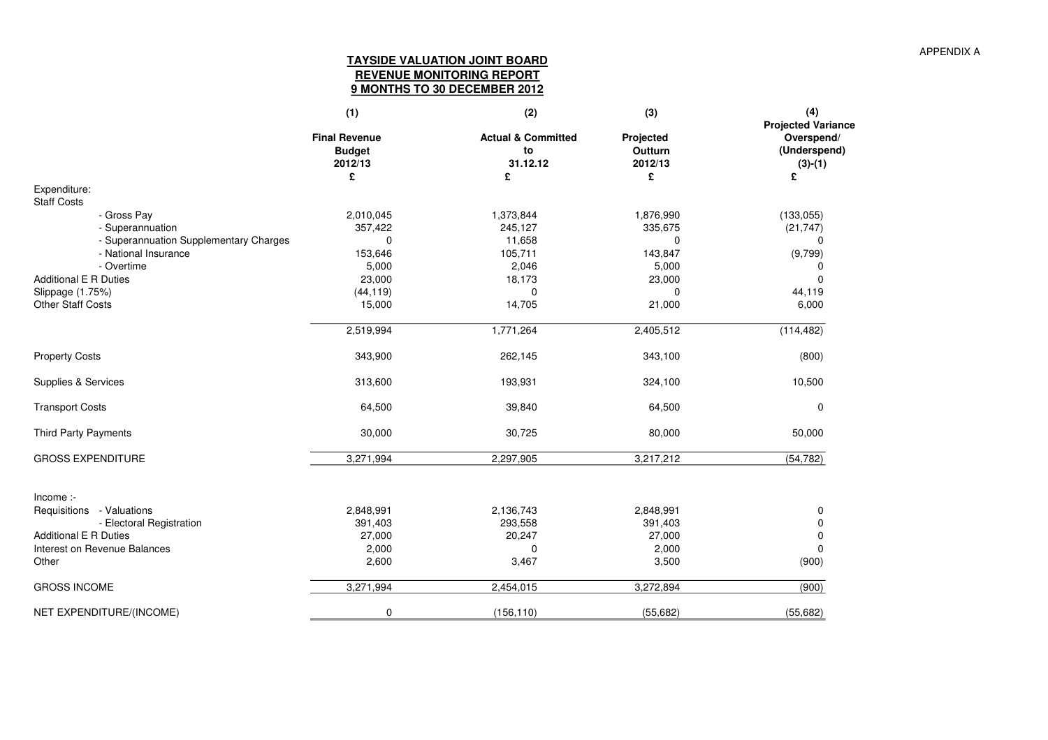APPENDIX A

## TAYSIDE VALUATION JOINT BOARD
## REVENUE MONITORING REPORT
## 9 MONTHS TO 30 DECEMBER 2012

| | (1) Final Revenue Budget 2012/13 £ | (2) Actual & Committed to 31.12.12 £ | (3) Projected Outturn 2012/13 £ | (4) Projected Variance Overspend/ (Underspend) (3)-(1) £ |
|---|---|---|---|---|
| Expenditure: | | | | |
| Staff Costs | | | | |
| - Gross Pay | 2,010,045 | 1,373,844 | 1,876,990 | (133,055) |
| - Superannuation | 357,422 | 245,127 | 335,675 | (21,747) |
| - Superannuation Supplementary Charges | 0 | 11,658 | 0 | 0 |
| - National Insurance | 153,646 | 105,711 | 143,847 | (9,799) |
| - Overtime | 5,000 | 2,046 | 5,000 | 0 |
| Additional E R Duties | 23,000 | 18,173 | 23,000 | 0 |
| Slippage (1.75%) | (44,119) | 0 | 0 | 44,119 |
| Other Staff Costs | 15,000 | 14,705 | 21,000 | 6,000 |
| | 2,519,994 | 1,771,264 | 2,405,512 | (114,482) |
| Property Costs | 343,900 | 262,145 | 343,100 | (800) |
| Supplies & Services | 313,600 | 193,931 | 324,100 | 10,500 |
| Transport Costs | 64,500 | 39,840 | 64,500 | 0 |
| Third Party Payments | 30,000 | 30,725 | 80,000 | 50,000 |
| GROSS EXPENDITURE | 3,271,994 | 2,297,905 | 3,217,212 | (54,782) |
| Income :- | | | | |
| Requisitions - Valuations | 2,848,991 | 2,136,743 | 2,848,991 | 0 |
| - Electoral Registration | 391,403 | 293,558 | 391,403 | 0 |
| Additional E R Duties | 27,000 | 20,247 | 27,000 | 0 |
| Interest on Revenue Balances | 2,000 | 0 | 2,000 | 0 |
| Other | 2,600 | 3,467 | 3,500 | (900) |
| GROSS INCOME | 3,271,994 | 2,454,015 | 3,272,894 | (900) |
| NET EXPENDITURE/(INCOME) | 0 | (156,110) | (55,682) | (55,682) |